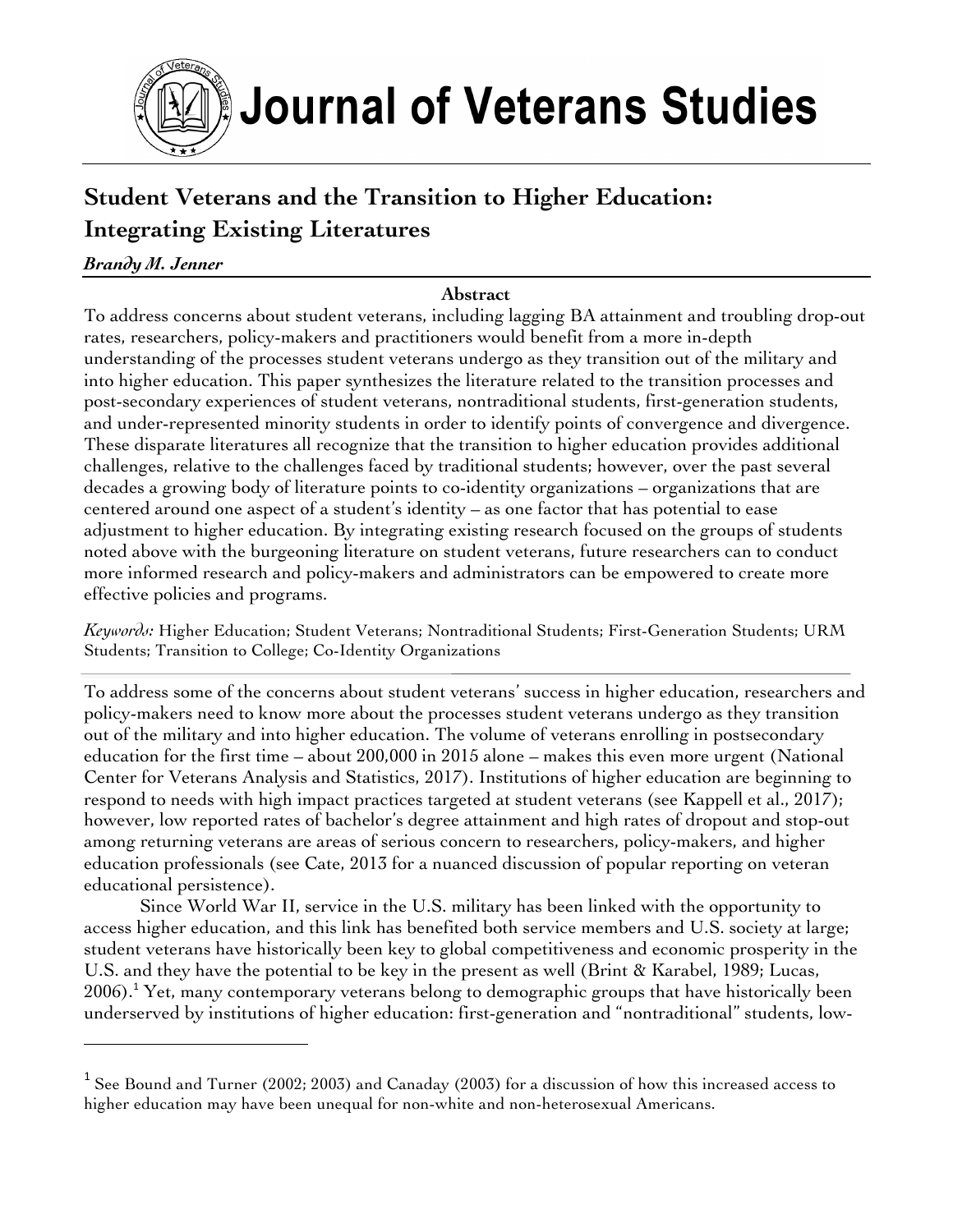# Journal of Veterans Studies

## Student Veterans and the Transition to Higher Education: Integrating Existing Literatures

***Brandy M. Jenner***

**Abstract**

To address concerns about student veterans, including lagging BA attainment and troubling drop-out rates, researchers, policy-makers and practitioners would benefit from a more in-depth understanding of the processes student veterans undergo as they transition out of the military and into higher education. This paper synthesizes the literature related to the transition processes and post-secondary experiences of student veterans, nontraditional students, first-generation students, and under-represented minority students in order to identify points of convergence and divergence. These disparate literatures all recognize that the transition to higher education provides additional challenges, relative to the challenges faced by traditional students; however, over the past several decades a growing body of literature points to co-identity organizations – organizations that are centered around one aspect of a student's identity – as one factor that has potential to ease adjustment to higher education. By integrating existing research focused on the groups of students noted above with the burgeoning literature on student veterans, future researchers can to conduct more informed research and policy-makers and administrators can be empowered to create more effective policies and programs.

*Keywords:* Higher Education; Student Veterans; Nontraditional Students; First-Generation Students; URM Students; Transition to College; Co-Identity Organizations

---

To address some of the concerns about student veterans' success in higher education, researchers and policy-makers need to know more about the processes student veterans undergo as they transition out of the military and into higher education. The volume of veterans enrolling in postsecondary education for the first time – about 200,000 in 2015 alone – makes this even more urgent (National Center for Veterans Analysis and Statistics, 2017). Institutions of higher education are beginning to respond to needs with high impact practices targeted at student veterans (see Kappell et al., 2017); however, low reported rates of bachelor's degree attainment and high rates of dropout and stop-out among returning veterans are areas of serious concern to researchers, policy-makers, and higher education professionals (see Cate, 2013 for a nuanced discussion of popular reporting on veteran educational persistence).

Since World War II, service in the U.S. military has been linked with the opportunity to access higher education, and this link has benefited both service members and U.S. society at large; student veterans have historically been key to global competitiveness and economic prosperity in the U.S. and they have the potential to be key in the present as well (Brint & Karabel, 1989; Lucas, 2006).[1] Yet, many contemporary veterans belong to demographic groups that have historically been underserved by institutions of higher education: first-generation and "nontraditional" students, low-

---

[1] See Bound and Turner (2002; 2003) and Canaday (2003) for a discussion of how this increased access to higher education may have been unequal for non-white and non-heterosexual Americans.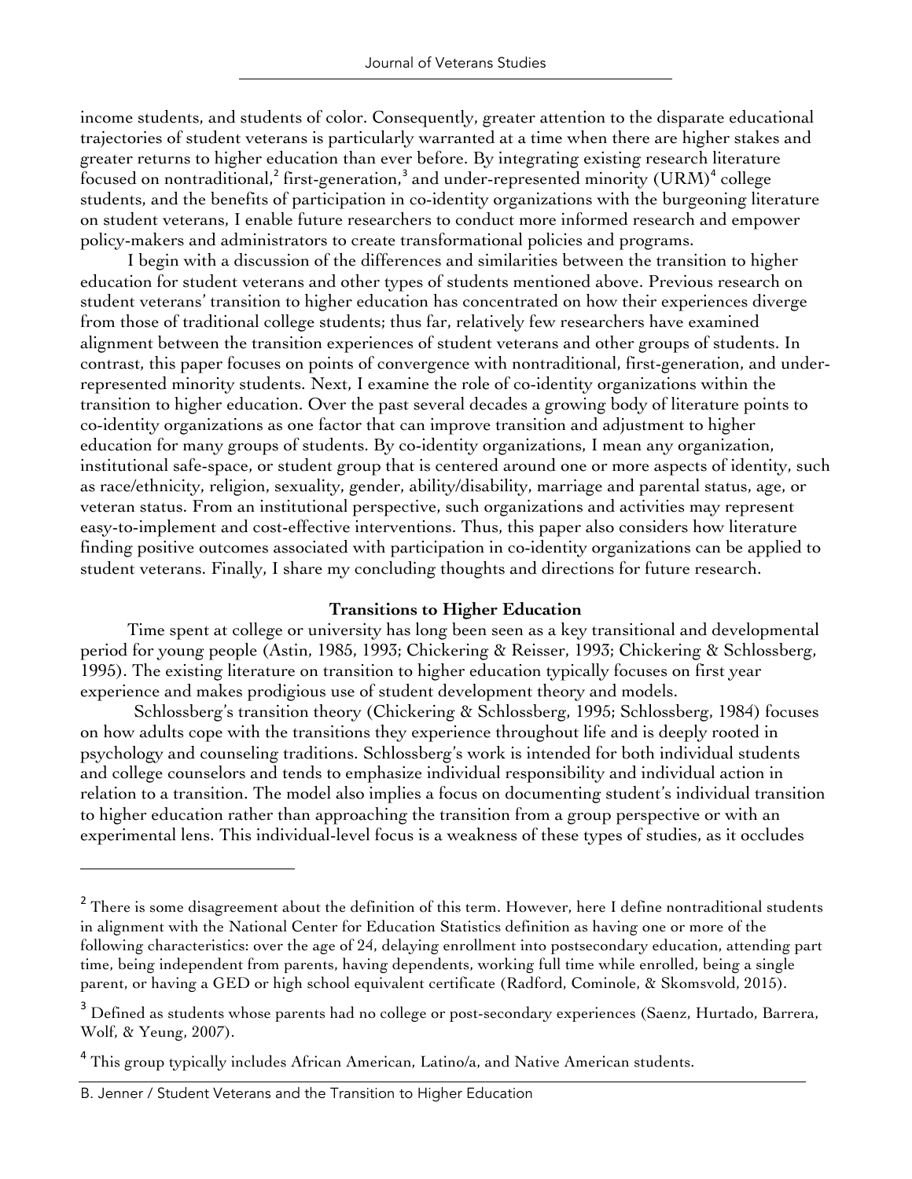income students, and students of color. Consequently, greater attention to the disparate educational trajectories of student veterans is particularly warranted at a time when there are higher stakes and greater returns to higher education than ever before. By integrating existing research literature focused on nontraditional,[2] first-generation,[3] and under-represented minority (URM)[4] college students, and the benefits of participation in co-identity organizations with the burgeoning literature on student veterans, I enable future researchers to conduct more informed research and empower policy-makers and administrators to create transformational policies and programs.

I begin with a discussion of the differences and similarities between the transition to higher education for student veterans and other types of students mentioned above. Previous research on student veterans' transition to higher education has concentrated on how their experiences diverge from those of traditional college students; thus far, relatively few researchers have examined alignment between the transition experiences of student veterans and other groups of students. In contrast, this paper focuses on points of convergence with nontraditional, first-generation, and under-represented minority students. Next, I examine the role of co-identity organizations within the transition to higher education. Over the past several decades a growing body of literature points to co-identity organizations as one factor that can improve transition and adjustment to higher education for many groups of students. By co-identity organizations, I mean any organization, institutional safe-space, or student group that is centered around one or more aspects of identity, such as race/ethnicity, religion, sexuality, gender, ability/disability, marriage and parental status, age, or veteran status. From an institutional perspective, such organizations and activities may represent easy-to-implement and cost-effective interventions. Thus, this paper also considers how literature finding positive outcomes associated with participation in co-identity organizations can be applied to student veterans. Finally, I share my concluding thoughts and directions for future research.

## Transitions to Higher Education

Time spent at college or university has long been seen as a key transitional and developmental period for young people (Astin, 1985, 1993; Chickering & Reisser, 1993; Chickering & Schlossberg, 1995). The existing literature on transition to higher education typically focuses on first year experience and makes prodigious use of student development theory and models.

Schlossberg's transition theory (Chickering & Schlossberg, 1995; Schlossberg, 1984) focuses on how adults cope with the transitions they experience throughout life and is deeply rooted in psychology and counseling traditions. Schlossberg's work is intended for both individual students and college counselors and tends to emphasize individual responsibility and individual action in relation to a transition. The model also implies a focus on documenting student's individual transition to higher education rather than approaching the transition from a group perspective or with an experimental lens. This individual-level focus is a weakness of these types of studies, as it occludes

---

[2] There is some disagreement about the definition of this term. However, here I define nontraditional students in alignment with the National Center for Education Statistics definition as having one or more of the following characteristics: over the age of 24, delaying enrollment into postsecondary education, attending part time, being independent from parents, having dependents, working full time while enrolled, being a single parent, or having a GED or high school equivalent certificate (Radford, Cominole, & Skomsvold, 2015).

[3] Defined as students whose parents had no college or post-secondary experiences (Saenz, Hurtado, Barrera, Wolf, & Yeung, 2007).

[4] This group typically includes African American, Latino/a, and Native American students.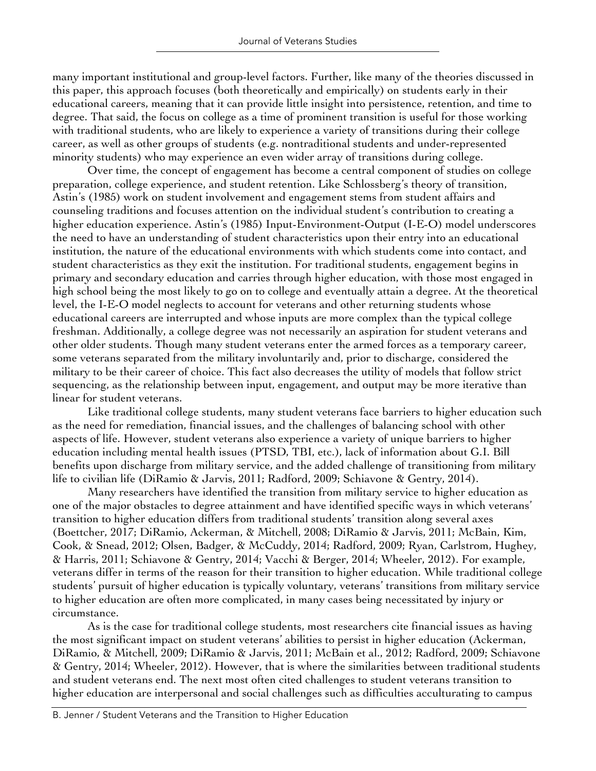many important institutional and group-level factors. Further, like many of the theories discussed in this paper, this approach focuses (both theoretically and empirically) on students early in their educational careers, meaning that it can provide little insight into persistence, retention, and time to degree. That said, the focus on college as a time of prominent transition is useful for those working with traditional students, who are likely to experience a variety of transitions during their college career, as well as other groups of students (e.g. nontraditional students and under-represented minority students) who may experience an even wider array of transitions during college.

Over time, the concept of engagement has become a central component of studies on college preparation, college experience, and student retention. Like Schlossberg's theory of transition, Astin's (1985) work on student involvement and engagement stems from student affairs and counseling traditions and focuses attention on the individual student's contribution to creating a higher education experience. Astin's (1985) Input-Environment-Output (I-E-O) model underscores the need to have an understanding of student characteristics upon their entry into an educational institution, the nature of the educational environments with which students come into contact, and student characteristics as they exit the institution. For traditional students, engagement begins in primary and secondary education and carries through higher education, with those most engaged in high school being the most likely to go on to college and eventually attain a degree. At the theoretical level, the I-E-O model neglects to account for veterans and other returning students whose educational careers are interrupted and whose inputs are more complex than the typical college freshman. Additionally, a college degree was not necessarily an aspiration for student veterans and other older students. Though many student veterans enter the armed forces as a temporary career, some veterans separated from the military involuntarily and, prior to discharge, considered the military to be their career of choice. This fact also decreases the utility of models that follow strict sequencing, as the relationship between input, engagement, and output may be more iterative than linear for student veterans.

Like traditional college students, many student veterans face barriers to higher education such as the need for remediation, financial issues, and the challenges of balancing school with other aspects of life. However, student veterans also experience a variety of unique barriers to higher education including mental health issues (PTSD, TBI, etc.), lack of information about G.I. Bill benefits upon discharge from military service, and the added challenge of transitioning from military life to civilian life (DiRamio & Jarvis, 2011; Radford, 2009; Schiavone & Gentry, 2014).

Many researchers have identified the transition from military service to higher education as one of the major obstacles to degree attainment and have identified specific ways in which veterans' transition to higher education differs from traditional students' transition along several axes (Boettcher, 2017; DiRamio, Ackerman, & Mitchell, 2008; DiRamio & Jarvis, 2011; McBain, Kim, Cook, & Snead, 2012; Olsen, Badger, & McCuddy, 2014; Radford, 2009; Ryan, Carlstrom, Hughey, & Harris, 2011; Schiavone & Gentry, 2014; Vacchi & Berger, 2014; Wheeler, 2012). For example, veterans differ in terms of the reason for their transition to higher education. While traditional college students' pursuit of higher education is typically voluntary, veterans' transitions from military service to higher education are often more complicated, in many cases being necessitated by injury or circumstance.

As is the case for traditional college students, most researchers cite financial issues as having the most significant impact on student veterans' abilities to persist in higher education (Ackerman, DiRamio, & Mitchell, 2009; DiRamio & Jarvis, 2011; McBain et al., 2012; Radford, 2009; Schiavone & Gentry, 2014; Wheeler, 2012). However, that is where the similarities between traditional students and student veterans end. The next most often cited challenges to student veterans transition to higher education are interpersonal and social challenges such as difficulties acculturating to campus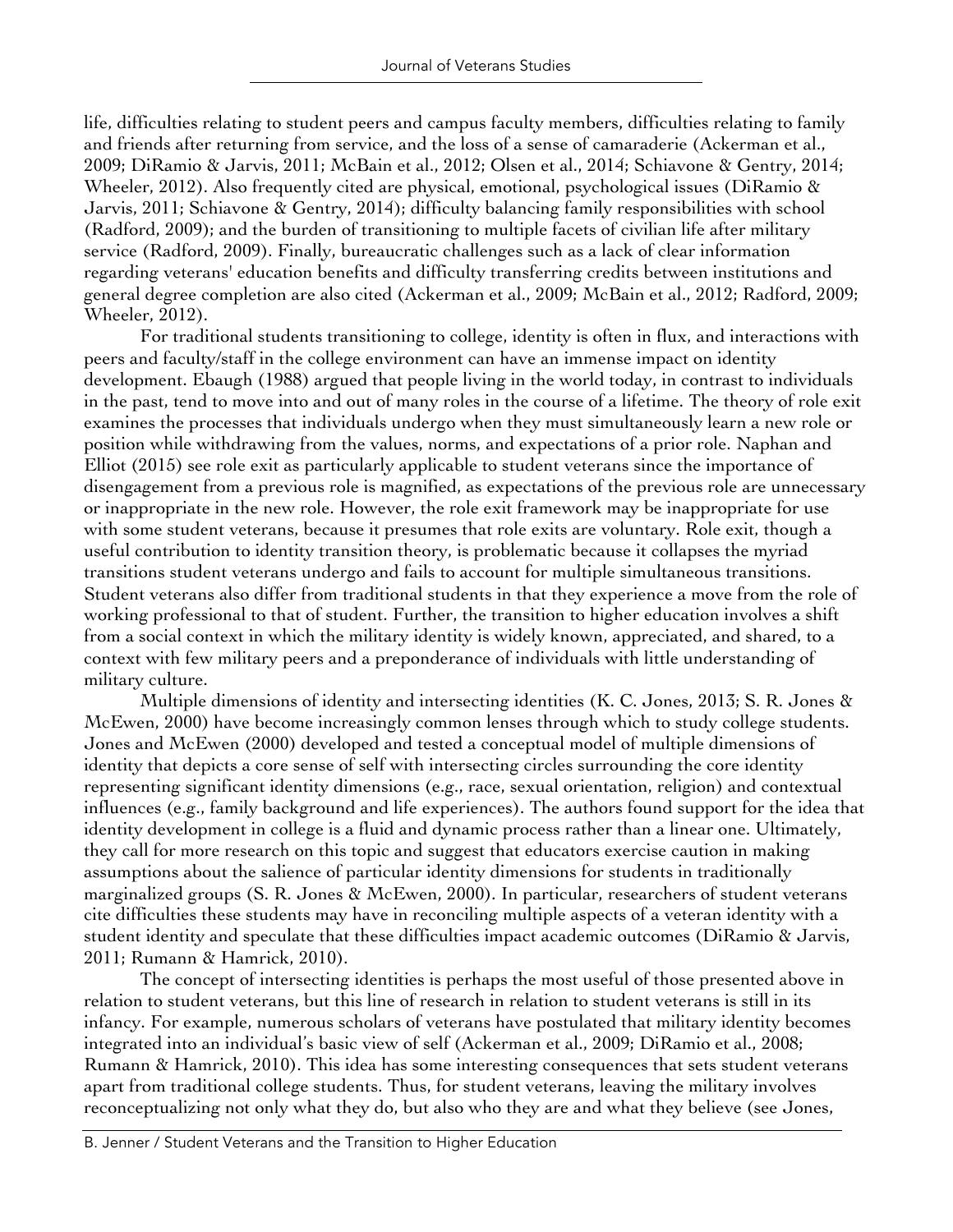life, difficulties relating to student peers and campus faculty members, difficulties relating to family and friends after returning from service, and the loss of a sense of camaraderie (Ackerman et al., 2009; DiRamio & Jarvis, 2011; McBain et al., 2012; Olsen et al., 2014; Schiavone & Gentry, 2014; Wheeler, 2012). Also frequently cited are physical, emotional, psychological issues (DiRamio & Jarvis, 2011; Schiavone & Gentry, 2014); difficulty balancing family responsibilities with school (Radford, 2009); and the burden of transitioning to multiple facets of civilian life after military service (Radford, 2009). Finally, bureaucratic challenges such as a lack of clear information regarding veterans' education benefits and difficulty transferring credits between institutions and general degree completion are also cited (Ackerman et al., 2009; McBain et al., 2012; Radford, 2009; Wheeler, 2012).

For traditional students transitioning to college, identity is often in flux, and interactions with peers and faculty/staff in the college environment can have an immense impact on identity development. Ebaugh (1988) argued that people living in the world today, in contrast to individuals in the past, tend to move into and out of many roles in the course of a lifetime. The theory of role exit examines the processes that individuals undergo when they must simultaneously learn a new role or position while withdrawing from the values, norms, and expectations of a prior role. Naphan and Elliot (2015) see role exit as particularly applicable to student veterans since the importance of disengagement from a previous role is magnified, as expectations of the previous role are unnecessary or inappropriate in the new role. However, the role exit framework may be inappropriate for use with some student veterans, because it presumes that role exits are voluntary. Role exit, though a useful contribution to identity transition theory, is problematic because it collapses the myriad transitions student veterans undergo and fails to account for multiple simultaneous transitions. Student veterans also differ from traditional students in that they experience a move from the role of working professional to that of student. Further, the transition to higher education involves a shift from a social context in which the military identity is widely known, appreciated, and shared, to a context with few military peers and a preponderance of individuals with little understanding of military culture.

Multiple dimensions of identity and intersecting identities (K. C. Jones, 2013; S. R. Jones & McEwen, 2000) have become increasingly common lenses through which to study college students. Jones and McEwen (2000) developed and tested a conceptual model of multiple dimensions of identity that depicts a core sense of self with intersecting circles surrounding the core identity representing significant identity dimensions (e.g., race, sexual orientation, religion) and contextual influences (e.g., family background and life experiences). The authors found support for the idea that identity development in college is a fluid and dynamic process rather than a linear one. Ultimately, they call for more research on this topic and suggest that educators exercise caution in making assumptions about the salience of particular identity dimensions for students in traditionally marginalized groups (S. R. Jones & McEwen, 2000). In particular, researchers of student veterans cite difficulties these students may have in reconciling multiple aspects of a veteran identity with a student identity and speculate that these difficulties impact academic outcomes (DiRamio & Jarvis, 2011; Rumann & Hamrick, 2010).

The concept of intersecting identities is perhaps the most useful of those presented above in relation to student veterans, but this line of research in relation to student veterans is still in its infancy. For example, numerous scholars of veterans have postulated that military identity becomes integrated into an individual's basic view of self (Ackerman et al., 2009; DiRamio et al., 2008; Rumann & Hamrick, 2010). This idea has some interesting consequences that sets student veterans apart from traditional college students. Thus, for student veterans, leaving the military involves reconceptualizing not only what they do, but also who they are and what they believe (see Jones,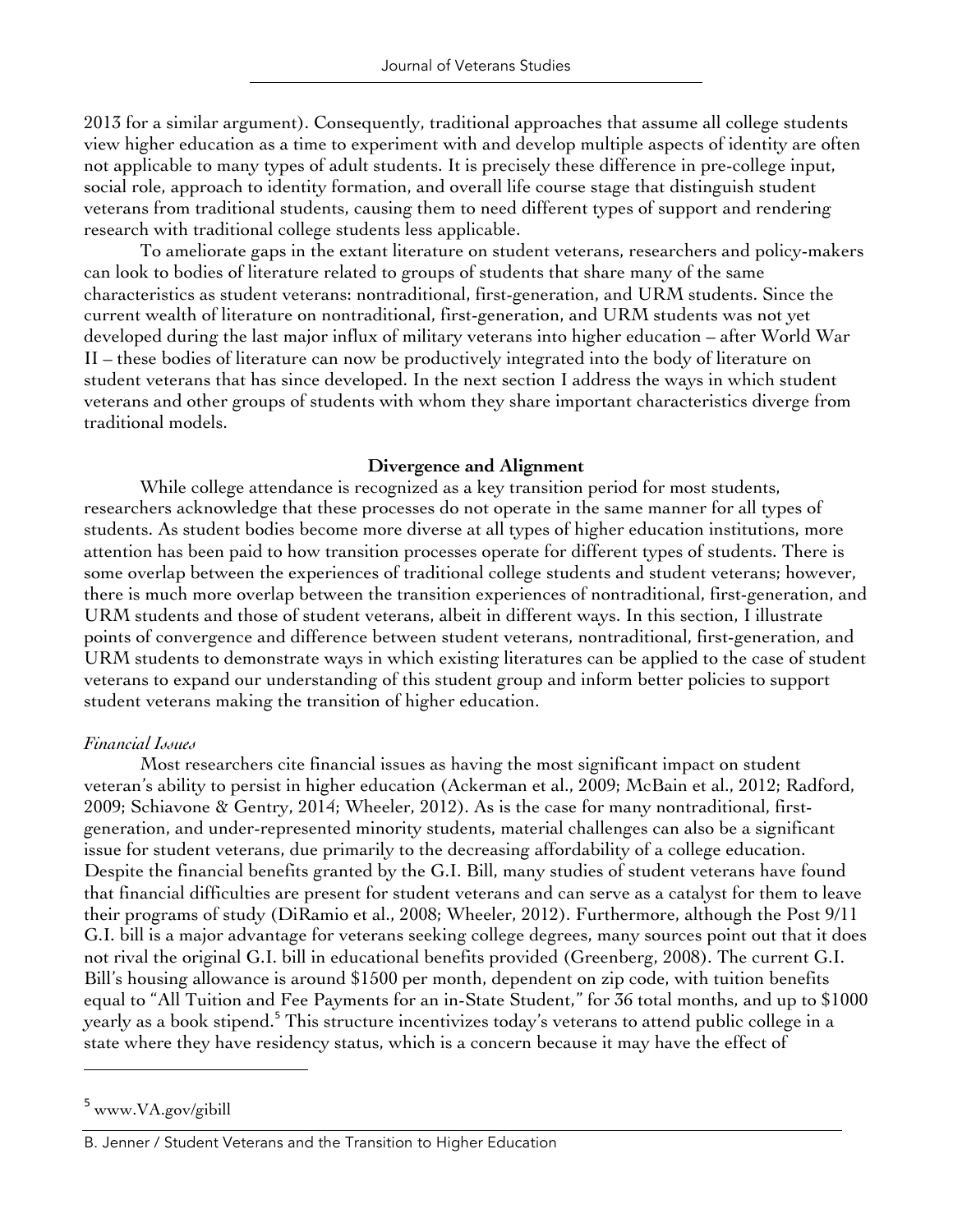2013 for a similar argument). Consequently, traditional approaches that assume all college students view higher education as a time to experiment with and develop multiple aspects of identity are often not applicable to many types of adult students. It is precisely these difference in pre-college input, social role, approach to identity formation, and overall life course stage that distinguish student veterans from traditional students, causing them to need different types of support and rendering research with traditional college students less applicable.

To ameliorate gaps in the extant literature on student veterans, researchers and policy-makers can look to bodies of literature related to groups of students that share many of the same characteristics as student veterans: nontraditional, first-generation, and URM students. Since the current wealth of literature on nontraditional, first-generation, and URM students was not yet developed during the last major influx of military veterans into higher education – after World War II – these bodies of literature can now be productively integrated into the body of literature on student veterans that has since developed. In the next section I address the ways in which student veterans and other groups of students with whom they share important characteristics diverge from traditional models.

## Divergence and Alignment

While college attendance is recognized as a key transition period for most students, researchers acknowledge that these processes do not operate in the same manner for all types of students. As student bodies become more diverse at all types of higher education institutions, more attention has been paid to how transition processes operate for different types of students. There is some overlap between the experiences of traditional college students and student veterans; however, there is much more overlap between the transition experiences of nontraditional, first-generation, and URM students and those of student veterans, albeit in different ways. In this section, I illustrate points of convergence and difference between student veterans, nontraditional, first-generation, and URM students to demonstrate ways in which existing literatures can be applied to the case of student veterans to expand our understanding of this student group and inform better policies to support student veterans making the transition of higher education.

### *Financial Issues*

Most researchers cite financial issues as having the most significant impact on student veteran's ability to persist in higher education (Ackerman et al., 2009; McBain et al., 2012; Radford, 2009; Schiavone & Gentry, 2014; Wheeler, 2012). As is the case for many nontraditional, first-generation, and under-represented minority students, material challenges can also be a significant issue for student veterans, due primarily to the decreasing affordability of a college education. Despite the financial benefits granted by the G.I. Bill, many studies of student veterans have found that financial difficulties are present for student veterans and can serve as a catalyst for them to leave their programs of study (DiRamio et al., 2008; Wheeler, 2012). Furthermore, although the Post 9/11 G.I. bill is a major advantage for veterans seeking college degrees, many sources point out that it does not rival the original G.I. bill in educational benefits provided (Greenberg, 2008). The current G.I. Bill's housing allowance is around \$1500 per month, dependent on zip code, with tuition benefits equal to "All Tuition and Fee Payments for an in-State Student," for 36 total months, and up to \$1000 yearly as a book stipend.[5] This structure incentivizes today's veterans to attend public college in a state where they have residency status, which is a concern because it may have the effect of

[5] www.VA.gov/gibill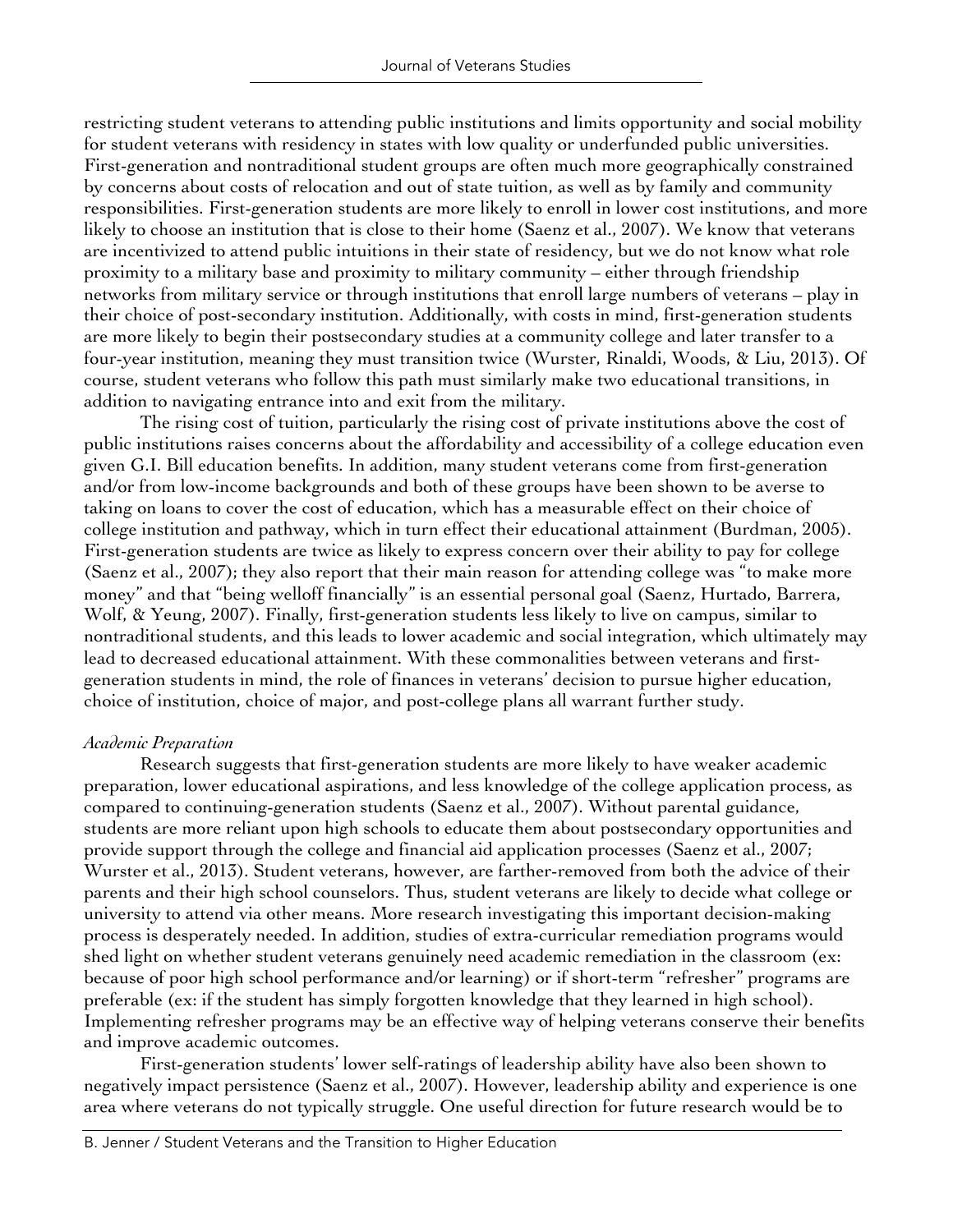restricting student veterans to attending public institutions and limits opportunity and social mobility for student veterans with residency in states with low quality or underfunded public universities. First-generation and nontraditional student groups are often much more geographically constrained by concerns about costs of relocation and out of state tuition, as well as by family and community responsibilities. First-generation students are more likely to enroll in lower cost institutions, and more likely to choose an institution that is close to their home (Saenz et al., 2007). We know that veterans are incentivized to attend public intuitions in their state of residency, but we do not know what role proximity to a military base and proximity to military community – either through friendship networks from military service or through institutions that enroll large numbers of veterans – play in their choice of post-secondary institution. Additionally, with costs in mind, first-generation students are more likely to begin their postsecondary studies at a community college and later transfer to a four-year institution, meaning they must transition twice (Wurster, Rinaldi, Woods, & Liu, 2013). Of course, student veterans who follow this path must similarly make two educational transitions, in addition to navigating entrance into and exit from the military.

The rising cost of tuition, particularly the rising cost of private institutions above the cost of public institutions raises concerns about the affordability and accessibility of a college education even given G.I. Bill education benefits. In addition, many student veterans come from first-generation and/or from low-income backgrounds and both of these groups have been shown to be averse to taking on loans to cover the cost of education, which has a measurable effect on their choice of college institution and pathway, which in turn effect their educational attainment (Burdman, 2005). First-generation students are twice as likely to express concern over their ability to pay for college (Saenz et al., 2007); they also report that their main reason for attending college was "to make more money" and that "being welloff financially" is an essential personal goal (Saenz, Hurtado, Barrera, Wolf, & Yeung, 2007). Finally, first-generation students less likely to live on campus, similar to nontraditional students, and this leads to lower academic and social integration, which ultimately may lead to decreased educational attainment. With these commonalities between veterans and first-generation students in mind, the role of finances in veterans' decision to pursue higher education, choice of institution, choice of major, and post-college plans all warrant further study.

*Academic Preparation*

Research suggests that first-generation students are more likely to have weaker academic preparation, lower educational aspirations, and less knowledge of the college application process, as compared to continuing-generation students (Saenz et al., 2007). Without parental guidance, students are more reliant upon high schools to educate them about postsecondary opportunities and provide support through the college and financial aid application processes (Saenz et al., 2007; Wurster et al., 2013). Student veterans, however, are farther-removed from both the advice of their parents and their high school counselors. Thus, student veterans are likely to decide what college or university to attend via other means. More research investigating this important decision-making process is desperately needed. In addition, studies of extra-curricular remediation programs would shed light on whether student veterans genuinely need academic remediation in the classroom (ex: because of poor high school performance and/or learning) or if short-term "refresher" programs are preferable (ex: if the student has simply forgotten knowledge that they learned in high school). Implementing refresher programs may be an effective way of helping veterans conserve their benefits and improve academic outcomes.

First-generation students' lower self-ratings of leadership ability have also been shown to negatively impact persistence (Saenz et al., 2007). However, leadership ability and experience is one area where veterans do not typically struggle. One useful direction for future research would be to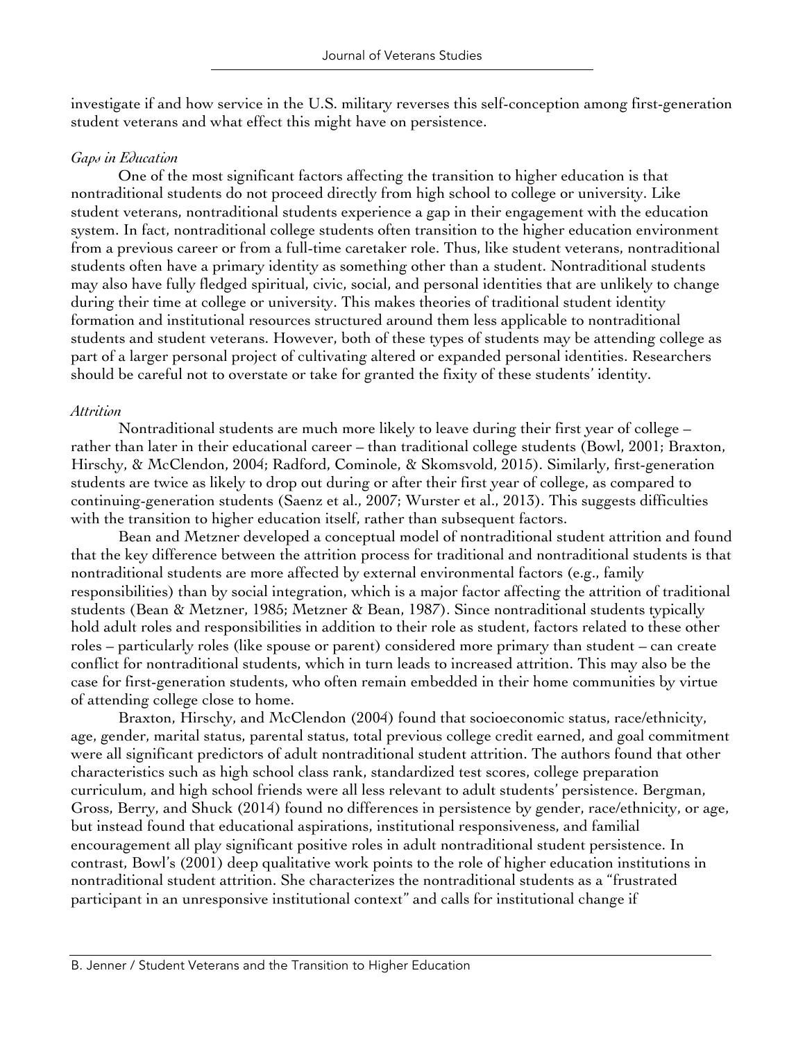investigate if and how service in the U.S. military reverses this self-conception among first-generation student veterans and what effect this might have on persistence.

*Gaps in Education*

One of the most significant factors affecting the transition to higher education is that nontraditional students do not proceed directly from high school to college or university. Like student veterans, nontraditional students experience a gap in their engagement with the education system. In fact, nontraditional college students often transition to the higher education environment from a previous career or from a full-time caretaker role. Thus, like student veterans, nontraditional students often have a primary identity as something other than a student. Nontraditional students may also have fully fledged spiritual, civic, social, and personal identities that are unlikely to change during their time at college or university. This makes theories of traditional student identity formation and institutional resources structured around them less applicable to nontraditional students and student veterans. However, both of these types of students may be attending college as part of a larger personal project of cultivating altered or expanded personal identities. Researchers should be careful not to overstate or take for granted the fixity of these students' identity.

*Attrition*

Nontraditional students are much more likely to leave during their first year of college – rather than later in their educational career – than traditional college students (Bowl, 2001; Braxton, Hirschy, & McClendon, 2004; Radford, Cominole, & Skomsvold, 2015). Similarly, first-generation students are twice as likely to drop out during or after their first year of college, as compared to continuing-generation students (Saenz et al., 2007; Wurster et al., 2013). This suggests difficulties with the transition to higher education itself, rather than subsequent factors.

Bean and Metzner developed a conceptual model of nontraditional student attrition and found that the key difference between the attrition process for traditional and nontraditional students is that nontraditional students are more affected by external environmental factors (e.g., family responsibilities) than by social integration, which is a major factor affecting the attrition of traditional students (Bean & Metzner, 1985; Metzner & Bean, 1987). Since nontraditional students typically hold adult roles and responsibilities in addition to their role as student, factors related to these other roles – particularly roles (like spouse or parent) considered more primary than student – can create conflict for nontraditional students, which in turn leads to increased attrition. This may also be the case for first-generation students, who often remain embedded in their home communities by virtue of attending college close to home.

Braxton, Hirschy, and McClendon (2004) found that socioeconomic status, race/ethnicity, age, gender, marital status, parental status, total previous college credit earned, and goal commitment were all significant predictors of adult nontraditional student attrition. The authors found that other characteristics such as high school class rank, standardized test scores, college preparation curriculum, and high school friends were all less relevant to adult students' persistence. Bergman, Gross, Berry, and Shuck (2014) found no differences in persistence by gender, race/ethnicity, or age, but instead found that educational aspirations, institutional responsiveness, and familial encouragement all play significant positive roles in adult nontraditional student persistence. In contrast, Bowl's (2001) deep qualitative work points to the role of higher education institutions in nontraditional student attrition. She characterizes the nontraditional students as a "frustrated participant in an unresponsive institutional context" and calls for institutional change if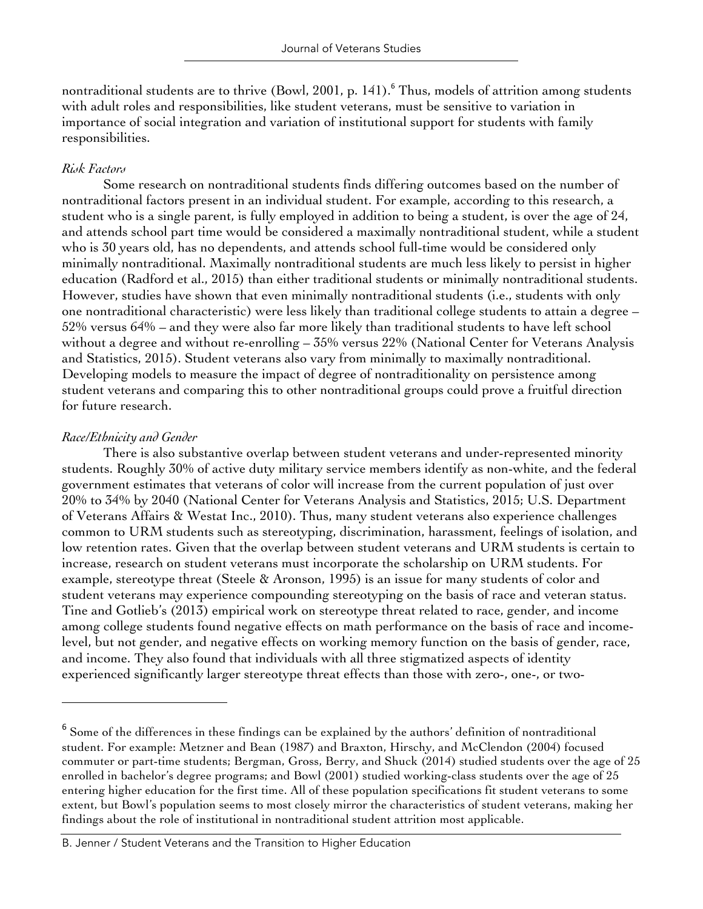nontraditional students are to thrive (Bowl, 2001, p. 141).[6] Thus, models of attrition among students with adult roles and responsibilities, like student veterans, must be sensitive to variation in importance of social integration and variation of institutional support for students with family responsibilities.

### *Risk Factors*

Some research on nontraditional students finds differing outcomes based on the number of nontraditional factors present in an individual student. For example, according to this research, a student who is a single parent, is fully employed in addition to being a student, is over the age of 24, and attends school part time would be considered a maximally nontraditional student, while a student who is 30 years old, has no dependents, and attends school full-time would be considered only minimally nontraditional. Maximally nontraditional students are much less likely to persist in higher education (Radford et al., 2015) than either traditional students or minimally nontraditional students. However, studies have shown that even minimally nontraditional students (i.e., students with only one nontraditional characteristic) were less likely than traditional college students to attain a degree – 52% versus 64% – and they were also far more likely than traditional students to have left school without a degree and without re-enrolling – 35% versus 22% (National Center for Veterans Analysis and Statistics, 2015). Student veterans also vary from minimally to maximally nontraditional. Developing models to measure the impact of degree of nontraditionality on persistence among student veterans and comparing this to other nontraditional groups could prove a fruitful direction for future research.

### *Race/Ethnicity and Gender*

There is also substantive overlap between student veterans and under-represented minority students. Roughly 30% of active duty military service members identify as non-white, and the federal government estimates that veterans of color will increase from the current population of just over 20% to 34% by 2040 (National Center for Veterans Analysis and Statistics, 2015; U.S. Department of Veterans Affairs & Westat Inc., 2010). Thus, many student veterans also experience challenges common to URM students such as stereotyping, discrimination, harassment, feelings of isolation, and low retention rates. Given that the overlap between student veterans and URM students is certain to increase, research on student veterans must incorporate the scholarship on URM students. For example, stereotype threat (Steele & Aronson, 1995) is an issue for many students of color and student veterans may experience compounding stereotyping on the basis of race and veteran status. Tine and Gotlieb's (2013) empirical work on stereotype threat related to race, gender, and income among college students found negative effects on math performance on the basis of race and income-level, but not gender, and negative effects on working memory function on the basis of gender, race, and income. They also found that individuals with all three stigmatized aspects of identity experienced significantly larger stereotype threat effects than those with zero-, one-, or two-

---

[6] Some of the differences in these findings can be explained by the authors' definition of nontraditional student. For example: Metzner and Bean (1987) and Braxton, Hirschy, and McClendon (2004) focused commuter or part-time students; Bergman, Gross, Berry, and Shuck (2014) studied students over the age of 25 enrolled in bachelor's degree programs; and Bowl (2001) studied working-class students over the age of 25 entering higher education for the first time. All of these population specifications fit student veterans to some extent, but Bowl's population seems to most closely mirror the characteristics of student veterans, making her findings about the role of institutional in nontraditional student attrition most applicable.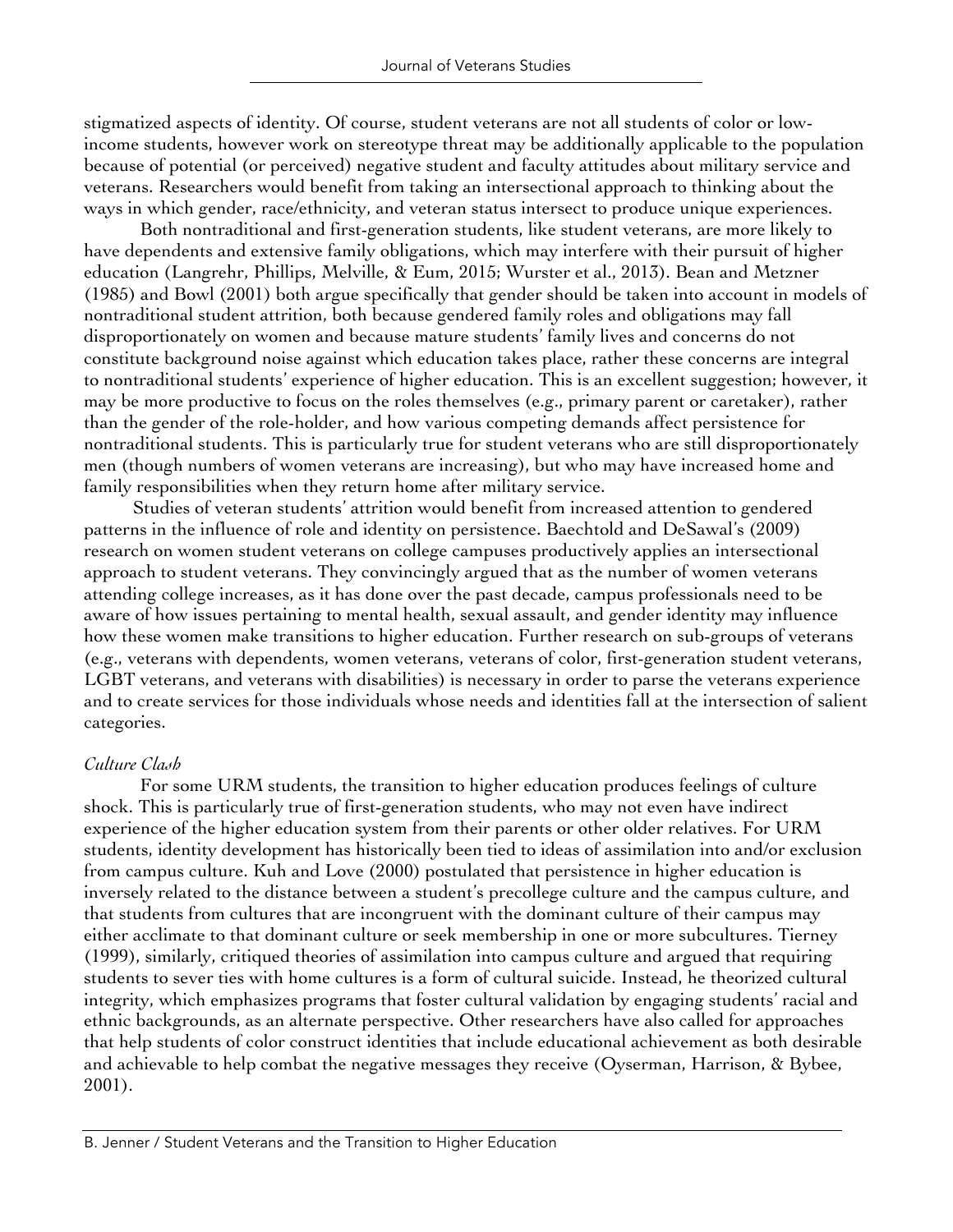stigmatized aspects of identity. Of course, student veterans are not all students of color or low-income students, however work on stereotype threat may be additionally applicable to the population because of potential (or perceived) negative student and faculty attitudes about military service and veterans. Researchers would benefit from taking an intersectional approach to thinking about the ways in which gender, race/ethnicity, and veteran status intersect to produce unique experiences.

Both nontraditional and first-generation students, like student veterans, are more likely to have dependents and extensive family obligations, which may interfere with their pursuit of higher education (Langrehr, Phillips, Melville, & Eum, 2015; Wurster et al., 2013). Bean and Metzner (1985) and Bowl (2001) both argue specifically that gender should be taken into account in models of nontraditional student attrition, both because gendered family roles and obligations may fall disproportionately on women and because mature students' family lives and concerns do not constitute background noise against which education takes place, rather these concerns are integral to nontraditional students' experience of higher education. This is an excellent suggestion; however, it may be more productive to focus on the roles themselves (e.g., primary parent or caretaker), rather than the gender of the role-holder, and how various competing demands affect persistence for nontraditional students. This is particularly true for student veterans who are still disproportionately men (though numbers of women veterans are increasing), but who may have increased home and family responsibilities when they return home after military service.

Studies of veteran students' attrition would benefit from increased attention to gendered patterns in the influence of role and identity on persistence. Baechtold and DeSawal's (2009) research on women student veterans on college campuses productively applies an intersectional approach to student veterans. They convincingly argued that as the number of women veterans attending college increases, as it has done over the past decade, campus professionals need to be aware of how issues pertaining to mental health, sexual assault, and gender identity may influence how these women make transitions to higher education. Further research on sub-groups of veterans (e.g., veterans with dependents, women veterans, veterans of color, first-generation student veterans, LGBT veterans, and veterans with disabilities) is necessary in order to parse the veterans experience and to create services for those individuals whose needs and identities fall at the intersection of salient categories.

*Culture Clash*

For some URM students, the transition to higher education produces feelings of culture shock. This is particularly true of first-generation students, who may not even have indirect experience of the higher education system from their parents or other older relatives. For URM students, identity development has historically been tied to ideas of assimilation into and/or exclusion from campus culture. Kuh and Love (2000) postulated that persistence in higher education is inversely related to the distance between a student's precollege culture and the campus culture, and that students from cultures that are incongruent with the dominant culture of their campus may either acclimate to that dominant culture or seek membership in one or more subcultures. Tierney (1999), similarly, critiqued theories of assimilation into campus culture and argued that requiring students to sever ties with home cultures is a form of cultural suicide. Instead, he theorized cultural integrity, which emphasizes programs that foster cultural validation by engaging students' racial and ethnic backgrounds, as an alternate perspective. Other researchers have also called for approaches that help students of color construct identities that include educational achievement as both desirable and achievable to help combat the negative messages they receive (Oyserman, Harrison, & Bybee, 2001).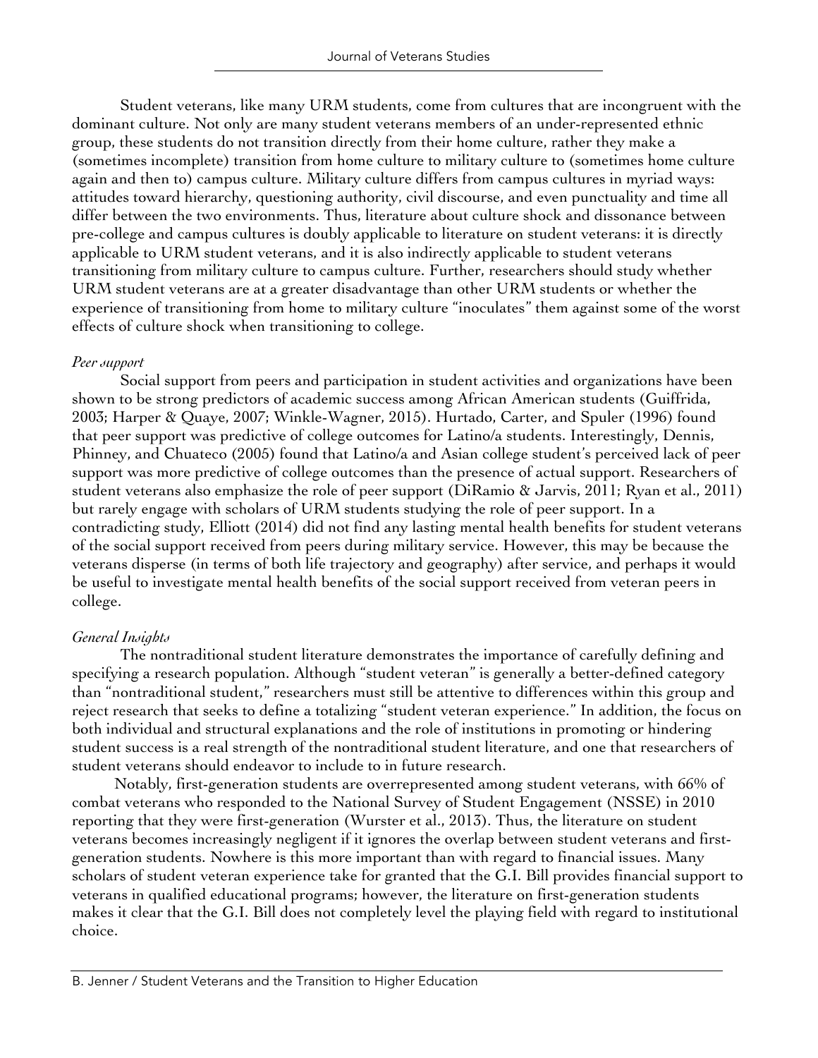Student veterans, like many URM students, come from cultures that are incongruent with the dominant culture. Not only are many student veterans members of an under-represented ethnic group, these students do not transition directly from their home culture, rather they make a (sometimes incomplete) transition from home culture to military culture to (sometimes home culture again and then to) campus culture. Military culture differs from campus cultures in myriad ways: attitudes toward hierarchy, questioning authority, civil discourse, and even punctuality and time all differ between the two environments. Thus, literature about culture shock and dissonance between pre-college and campus cultures is doubly applicable to literature on student veterans: it is directly applicable to URM student veterans, and it is also indirectly applicable to student veterans transitioning from military culture to campus culture. Further, researchers should study whether URM student veterans are at a greater disadvantage than other URM students or whether the experience of transitioning from home to military culture "inoculates" them against some of the worst effects of culture shock when transitioning to college.

*Peer support*

Social support from peers and participation in student activities and organizations have been shown to be strong predictors of academic success among African American students (Guiffrida, 2003; Harper & Quaye, 2007; Winkle-Wagner, 2015). Hurtado, Carter, and Spuler (1996) found that peer support was predictive of college outcomes for Latino/a students. Interestingly, Dennis, Phinney, and Chuateco (2005) found that Latino/a and Asian college student's perceived lack of peer support was more predictive of college outcomes than the presence of actual support. Researchers of student veterans also emphasize the role of peer support (DiRamio & Jarvis, 2011; Ryan et al., 2011) but rarely engage with scholars of URM students studying the role of peer support. In a contradicting study, Elliott (2014) did not find any lasting mental health benefits for student veterans of the social support received from peers during military service. However, this may be because the veterans disperse (in terms of both life trajectory and geography) after service, and perhaps it would be useful to investigate mental health benefits of the social support received from veteran peers in college.

*General Insights*

The nontraditional student literature demonstrates the importance of carefully defining and specifying a research population. Although "student veteran" is generally a better-defined category than "nontraditional student," researchers must still be attentive to differences within this group and reject research that seeks to define a totalizing "student veteran experience." In addition, the focus on both individual and structural explanations and the role of institutions in promoting or hindering student success is a real strength of the nontraditional student literature, and one that researchers of student veterans should endeavor to include to in future research.

Notably, first-generation students are overrepresented among student veterans, with 66% of combat veterans who responded to the National Survey of Student Engagement (NSSE) in 2010 reporting that they were first-generation (Wurster et al., 2013). Thus, the literature on student veterans becomes increasingly negligent if it ignores the overlap between student veterans and first-generation students. Nowhere is this more important than with regard to financial issues. Many scholars of student veteran experience take for granted that the G.I. Bill provides financial support to veterans in qualified educational programs; however, the literature on first-generation students makes it clear that the G.I. Bill does not completely level the playing field with regard to institutional choice.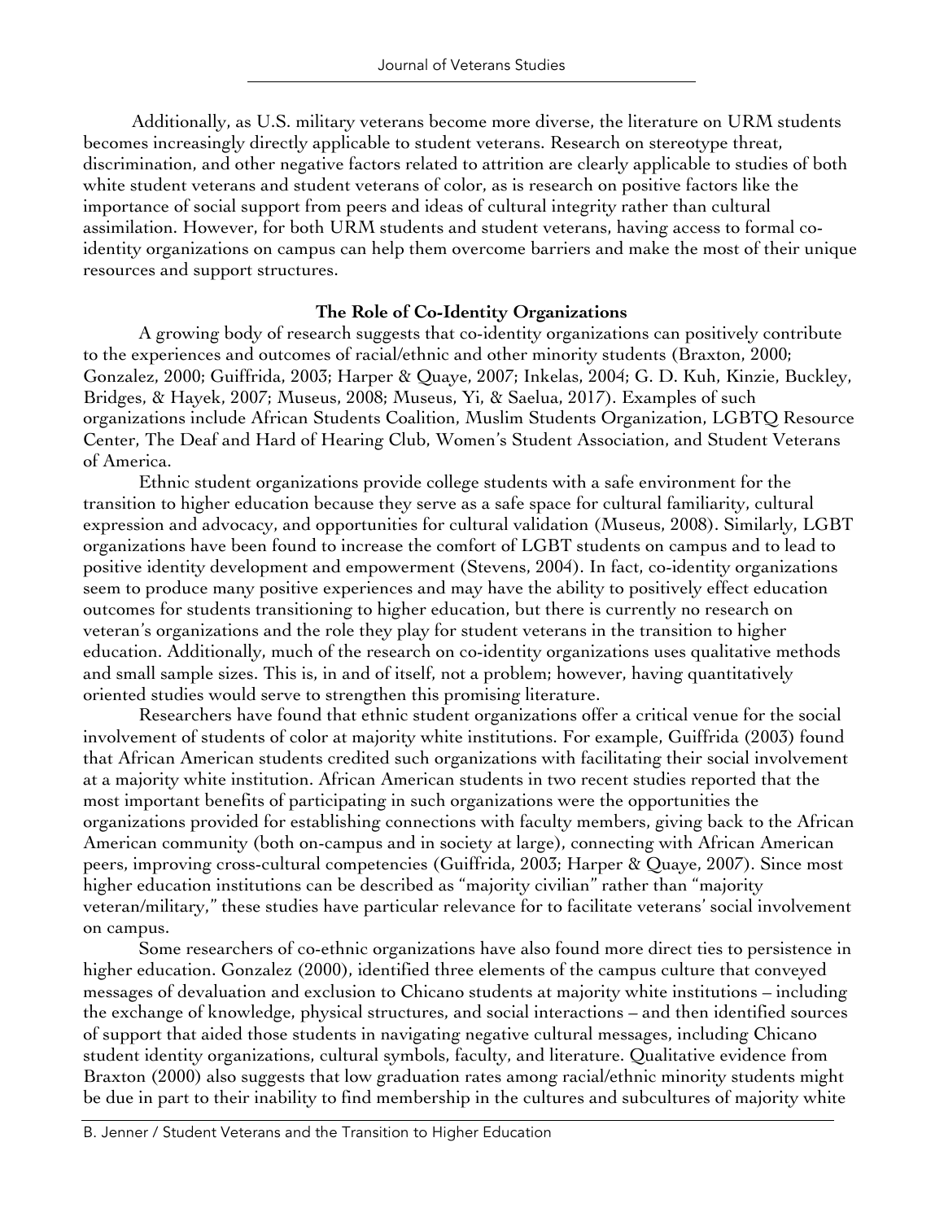Additionally, as U.S. military veterans become more diverse, the literature on URM students becomes increasingly directly applicable to student veterans. Research on stereotype threat, discrimination, and other negative factors related to attrition are clearly applicable to studies of both white student veterans and student veterans of color, as is research on positive factors like the importance of social support from peers and ideas of cultural integrity rather than cultural assimilation. However, for both URM students and student veterans, having access to formal co-identity organizations on campus can help them overcome barriers and make the most of their unique resources and support structures.

**The Role of Co-Identity Organizations**

A growing body of research suggests that co-identity organizations can positively contribute to the experiences and outcomes of racial/ethnic and other minority students (Braxton, 2000; Gonzalez, 2000; Guiffrida, 2003; Harper & Quaye, 2007; Inkelas, 2004; G. D. Kuh, Kinzie, Buckley, Bridges, & Hayek, 2007; Museus, 2008; Museus, Yi, & Saelua, 2017). Examples of such organizations include African Students Coalition, Muslim Students Organization, LGBTQ Resource Center, The Deaf and Hard of Hearing Club, Women's Student Association, and Student Veterans of America.

Ethnic student organizations provide college students with a safe environment for the transition to higher education because they serve as a safe space for cultural familiarity, cultural expression and advocacy, and opportunities for cultural validation (Museus, 2008). Similarly, LGBT organizations have been found to increase the comfort of LGBT students on campus and to lead to positive identity development and empowerment (Stevens, 2004). In fact, co-identity organizations seem to produce many positive experiences and may have the ability to positively effect education outcomes for students transitioning to higher education, but there is currently no research on veteran's organizations and the role they play for student veterans in the transition to higher education. Additionally, much of the research on co-identity organizations uses qualitative methods and small sample sizes. This is, in and of itself, not a problem; however, having quantitatively oriented studies would serve to strengthen this promising literature.

Researchers have found that ethnic student organizations offer a critical venue for the social involvement of students of color at majority white institutions. For example, Guiffrida (2003) found that African American students credited such organizations with facilitating their social involvement at a majority white institution. African American students in two recent studies reported that the most important benefits of participating in such organizations were the opportunities the organizations provided for establishing connections with faculty members, giving back to the African American community (both on-campus and in society at large), connecting with African American peers, improving cross-cultural competencies (Guiffrida, 2003; Harper & Quaye, 2007). Since most higher education institutions can be described as "majority civilian" rather than "majority veteran/military," these studies have particular relevance for to facilitate veterans' social involvement on campus.

Some researchers of co-ethnic organizations have also found more direct ties to persistence in higher education. Gonzalez (2000), identified three elements of the campus culture that conveyed messages of devaluation and exclusion to Chicano students at majority white institutions – including the exchange of knowledge, physical structures, and social interactions – and then identified sources of support that aided those students in navigating negative cultural messages, including Chicano student identity organizations, cultural symbols, faculty, and literature. Qualitative evidence from Braxton (2000) also suggests that low graduation rates among racial/ethnic minority students might be due in part to their inability to find membership in the cultures and subcultures of majority white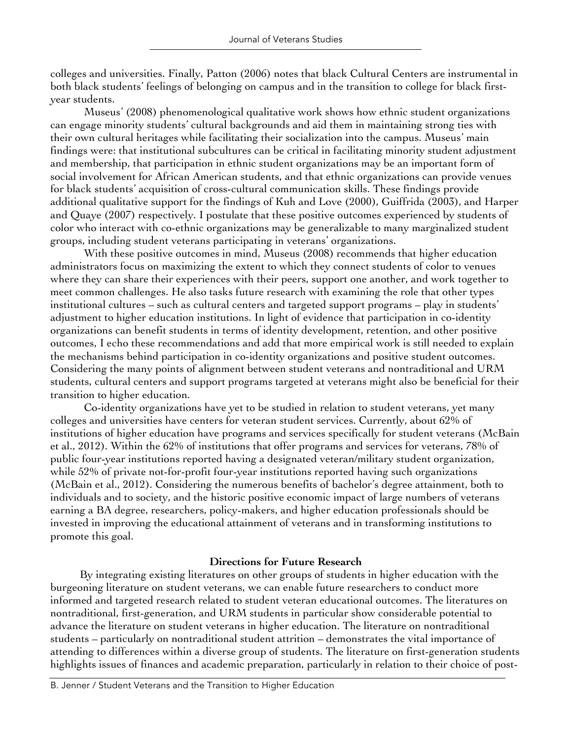colleges and universities. Finally, Patton (2006) notes that black Cultural Centers are instrumental in both black students' feelings of belonging on campus and in the transition to college for black first-year students.

Museus' (2008) phenomenological qualitative work shows how ethnic student organizations can engage minority students' cultural backgrounds and aid them in maintaining strong ties with their own cultural heritages while facilitating their socialization into the campus. Museus' main findings were: that institutional subcultures can be critical in facilitating minority student adjustment and membership, that participation in ethnic student organizations may be an important form of social involvement for African American students, and that ethnic organizations can provide venues for black students' acquisition of cross-cultural communication skills. These findings provide additional qualitative support for the findings of Kuh and Love (2000), Guiffrida (2003), and Harper and Quaye (2007) respectively. I postulate that these positive outcomes experienced by students of color who interact with co-ethnic organizations may be generalizable to many marginalized student groups, including student veterans participating in veterans' organizations.

With these positive outcomes in mind, Museus (2008) recommends that higher education administrators focus on maximizing the extent to which they connect students of color to venues where they can share their experiences with their peers, support one another, and work together to meet common challenges. He also tasks future research with examining the role that other types institutional cultures – such as cultural centers and targeted support programs – play in students' adjustment to higher education institutions. In light of evidence that participation in co-identity organizations can benefit students in terms of identity development, retention, and other positive outcomes, I echo these recommendations and add that more empirical work is still needed to explain the mechanisms behind participation in co-identity organizations and positive student outcomes. Considering the many points of alignment between student veterans and nontraditional and URM students, cultural centers and support programs targeted at veterans might also be beneficial for their transition to higher education.

Co-identity organizations have yet to be studied in relation to student veterans, yet many colleges and universities have centers for veteran student services. Currently, about 62% of institutions of higher education have programs and services specifically for student veterans (McBain et al., 2012). Within the 62% of institutions that offer programs and services for veterans, 78% of public four-year institutions reported having a designated veteran/military student organization, while 52% of private not-for-profit four-year institutions reported having such organizations (McBain et al., 2012). Considering the numerous benefits of bachelor's degree attainment, both to individuals and to society, and the historic positive economic impact of large numbers of veterans earning a BA degree, researchers, policy-makers, and higher education professionals should be invested in improving the educational attainment of veterans and in transforming institutions to promote this goal.

## Directions for Future Research

By integrating existing literatures on other groups of students in higher education with the burgeoning literature on student veterans, we can enable future researchers to conduct more informed and targeted research related to student veteran educational outcomes. The literatures on nontraditional, first-generation, and URM students in particular show considerable potential to advance the literature on student veterans in higher education. The literature on nontraditional students – particularly on nontraditional student attrition – demonstrates the vital importance of attending to differences within a diverse group of students. The literature on first-generation students highlights issues of finances and academic preparation, particularly in relation to their choice of post-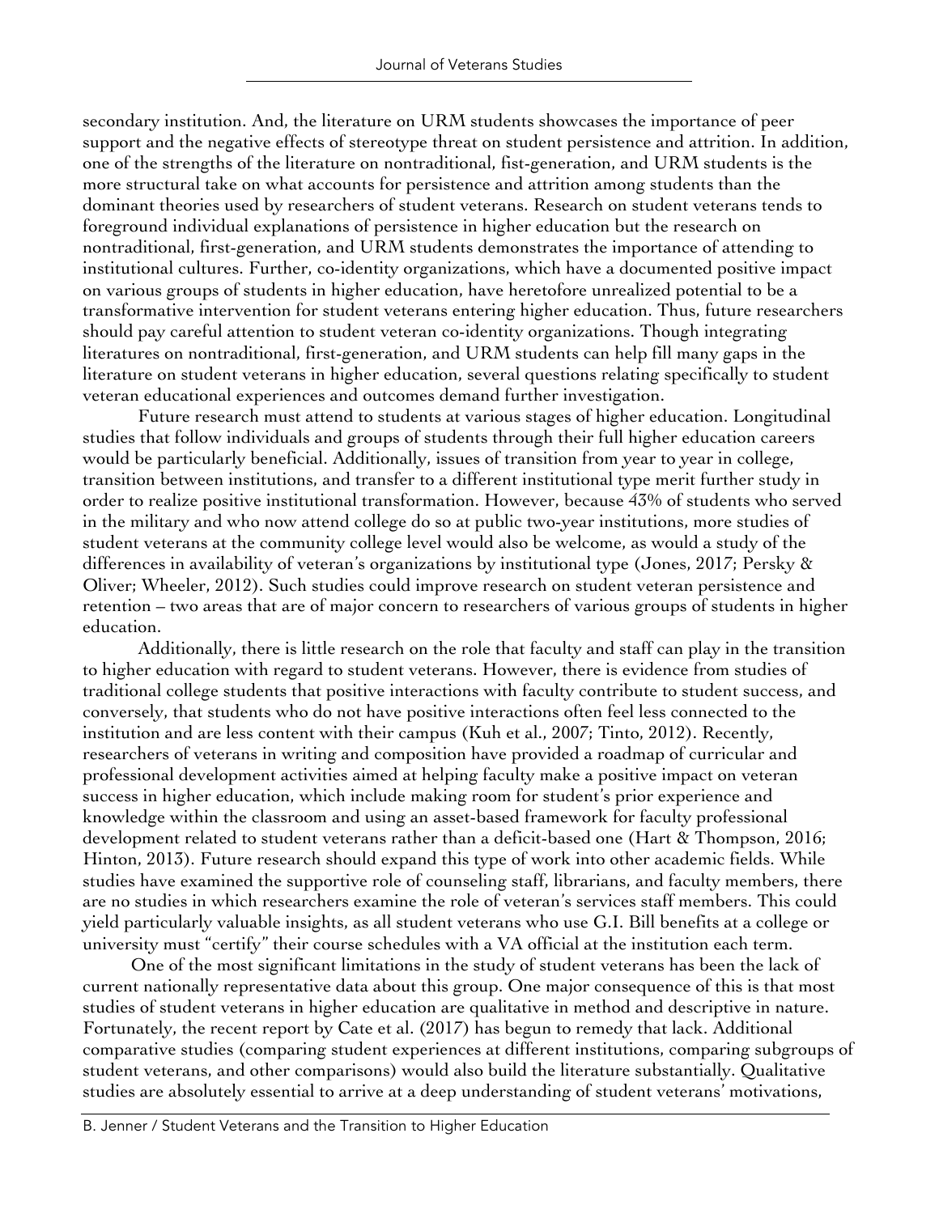secondary institution. And, the literature on URM students showcases the importance of peer support and the negative effects of stereotype threat on student persistence and attrition. In addition, one of the strengths of the literature on nontraditional, fist-generation, and URM students is the more structural take on what accounts for persistence and attrition among students than the dominant theories used by researchers of student veterans. Research on student veterans tends to foreground individual explanations of persistence in higher education but the research on nontraditional, first-generation, and URM students demonstrates the importance of attending to institutional cultures. Further, co-identity organizations, which have a documented positive impact on various groups of students in higher education, have heretofore unrealized potential to be a transformative intervention for student veterans entering higher education. Thus, future researchers should pay careful attention to student veteran co-identity organizations. Though integrating literatures on nontraditional, first-generation, and URM students can help fill many gaps in the literature on student veterans in higher education, several questions relating specifically to student veteran educational experiences and outcomes demand further investigation.

Future research must attend to students at various stages of higher education. Longitudinal studies that follow individuals and groups of students through their full higher education careers would be particularly beneficial. Additionally, issues of transition from year to year in college, transition between institutions, and transfer to a different institutional type merit further study in order to realize positive institutional transformation. However, because 43% of students who served in the military and who now attend college do so at public two-year institutions, more studies of student veterans at the community college level would also be welcome, as would a study of the differences in availability of veteran's organizations by institutional type (Jones, 2017; Persky & Oliver; Wheeler, 2012). Such studies could improve research on student veteran persistence and retention – two areas that are of major concern to researchers of various groups of students in higher education.

Additionally, there is little research on the role that faculty and staff can play in the transition to higher education with regard to student veterans. However, there is evidence from studies of traditional college students that positive interactions with faculty contribute to student success, and conversely, that students who do not have positive interactions often feel less connected to the institution and are less content with their campus (Kuh et al., 2007; Tinto, 2012). Recently, researchers of veterans in writing and composition have provided a roadmap of curricular and professional development activities aimed at helping faculty make a positive impact on veteran success in higher education, which include making room for student's prior experience and knowledge within the classroom and using an asset-based framework for faculty professional development related to student veterans rather than a deficit-based one (Hart & Thompson, 2016; Hinton, 2013). Future research should expand this type of work into other academic fields. While studies have examined the supportive role of counseling staff, librarians, and faculty members, there are no studies in which researchers examine the role of veteran's services staff members. This could yield particularly valuable insights, as all student veterans who use G.I. Bill benefits at a college or university must "certify" their course schedules with a VA official at the institution each term.

One of the most significant limitations in the study of student veterans has been the lack of current nationally representative data about this group. One major consequence of this is that most studies of student veterans in higher education are qualitative in method and descriptive in nature. Fortunately, the recent report by Cate et al. (2017) has begun to remedy that lack. Additional comparative studies (comparing student experiences at different institutions, comparing subgroups of student veterans, and other comparisons) would also build the literature substantially. Qualitative studies are absolutely essential to arrive at a deep understanding of student veterans' motivations,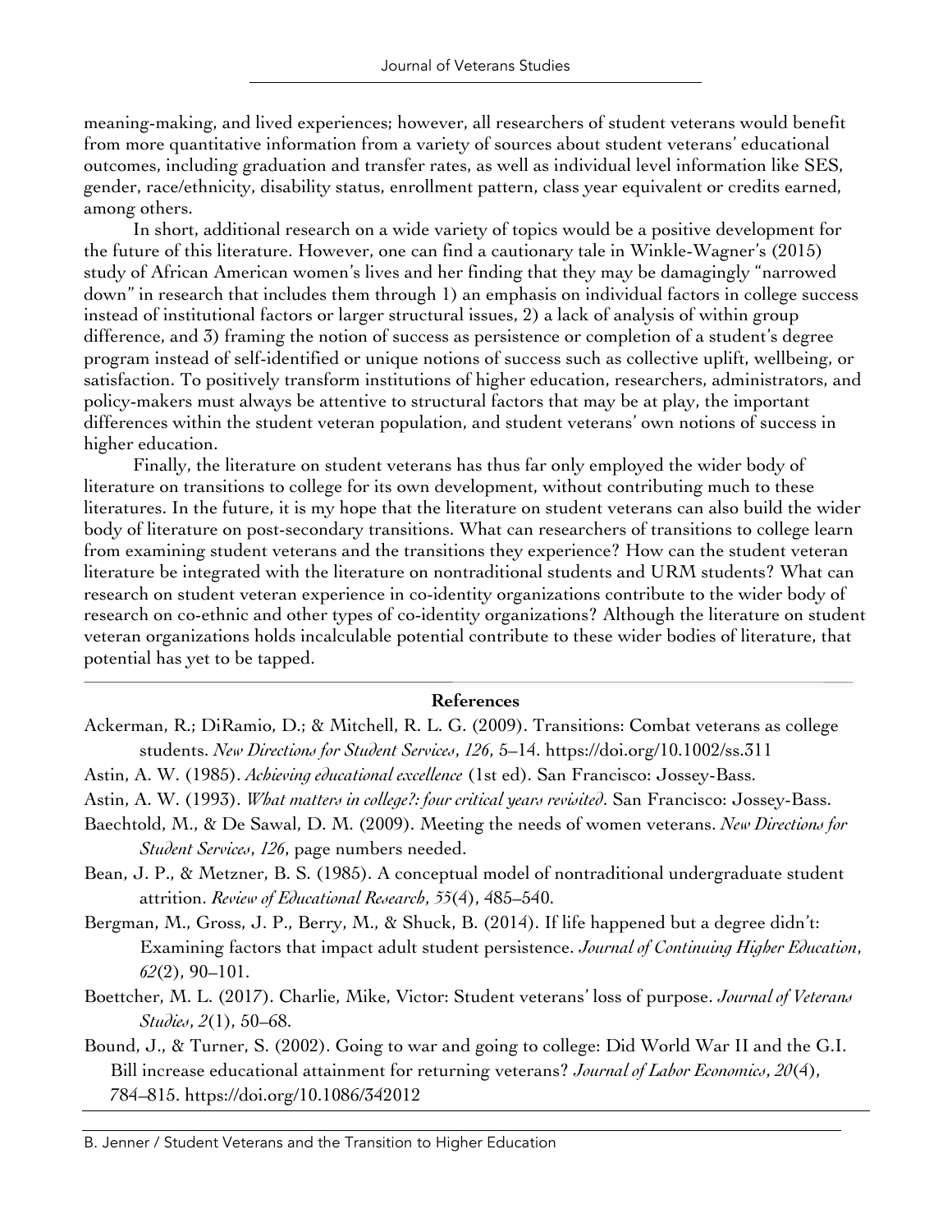meaning-making, and lived experiences; however, all researchers of student veterans would benefit from more quantitative information from a variety of sources about student veterans' educational outcomes, including graduation and transfer rates, as well as individual level information like SES, gender, race/ethnicity, disability status, enrollment pattern, class year equivalent or credits earned, among others.

In short, additional research on a wide variety of topics would be a positive development for the future of this literature. However, one can find a cautionary tale in Winkle-Wagner's (2015) study of African American women's lives and her finding that they may be damagingly "narrowed down" in research that includes them through 1) an emphasis on individual factors in college success instead of institutional factors or larger structural issues, 2) a lack of analysis of within group difference, and 3) framing the notion of success as persistence or completion of a student's degree program instead of self-identified or unique notions of success such as collective uplift, wellbeing, or satisfaction. To positively transform institutions of higher education, researchers, administrators, and policy-makers must always be attentive to structural factors that may be at play, the important differences within the student veteran population, and student veterans' own notions of success in higher education.

Finally, the literature on student veterans has thus far only employed the wider body of literature on transitions to college for its own development, without contributing much to these literatures. In the future, it is my hope that the literature on student veterans can also build the wider body of literature on post-secondary transitions. What can researchers of transitions to college learn from examining student veterans and the transitions they experience? How can the student veteran literature be integrated with the literature on nontraditional students and URM students? What can research on student veteran experience in co-identity organizations contribute to the wider body of research on co-ethnic and other types of co-identity organizations? Although the literature on student veteran organizations holds incalculable potential contribute to these wider bodies of literature, that potential has yet to be tapped.

## References

Ackerman, R.; DiRamio, D.; & Mitchell, R. L. G. (2009). Transitions: Combat veterans as college students. *New Directions for Student Services*, *126*, 5–14. https://doi.org/10.1002/ss.311

Astin, A. W. (1985). *Achieving educational excellence* (1st ed). San Francisco: Jossey-Bass.

Astin, A. W. (1993). *What matters in college?: four critical years revisited*. San Francisco: Jossey-Bass.

Baechtold, M., & De Sawal, D. M. (2009). Meeting the needs of women veterans. *New Directions for Student Services*, *126*, page numbers needed.

Bean, J. P., & Metzner, B. S. (1985). A conceptual model of nontraditional undergraduate student attrition. *Review of Educational Research*, *55*(4), 485–540.

Bergman, M., Gross, J. P., Berry, M., & Shuck, B. (2014). If life happened but a degree didn't: Examining factors that impact adult student persistence. *Journal of Continuing Higher Education*, *62*(2), 90–101.

Boettcher, M. L. (2017). Charlie, Mike, Victor: Student veterans' loss of purpose. *Journal of Veterans Studies*, *2*(1), 50–68.

Bound, J., & Turner, S. (2002). Going to war and going to college: Did World War II and the G.I. Bill increase educational attainment for returning veterans? *Journal of Labor Economics*, *20*(4), 784–815. https://doi.org/10.1086/342012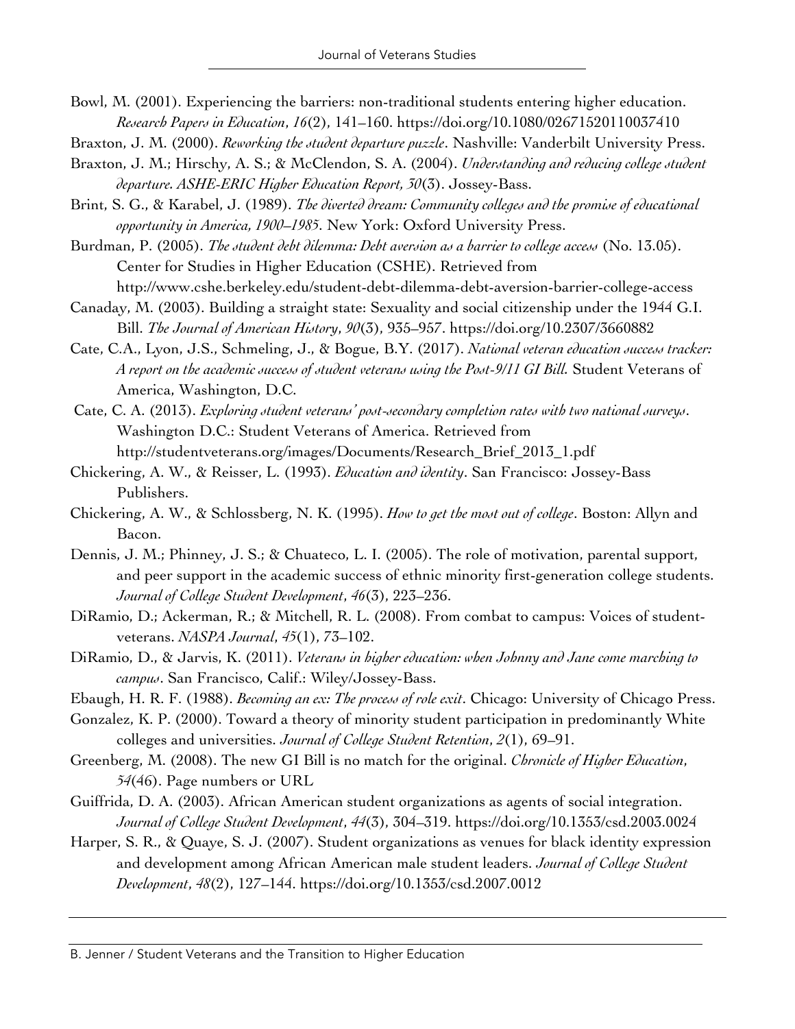Bowl, M. (2001). Experiencing the barriers: non-traditional students entering higher education. *Research Papers in Education*, *16*(2), 141–160. https://doi.org/10.1080/02671520110037410

Braxton, J. M. (2000). *Reworking the student departure puzzle*. Nashville: Vanderbilt University Press.

Braxton, J. M.; Hirschy, A. S.; & McClendon, S. A. (2004). *Understanding and reducing college student departure. ASHE-ERIC Higher Education Report, 30*(3). Jossey-Bass.

Brint, S. G., & Karabel, J. (1989). *The diverted dream: Community colleges and the promise of educational opportunity in America, 1900–1985*. New York: Oxford University Press.

Burdman, P. (2005). *The student debt dilemma: Debt aversion as a barrier to college access* (No. 13.05). Center for Studies in Higher Education (CSHE). Retrieved from http://www.cshe.berkeley.edu/student-debt-dilemma-debt-aversion-barrier-college-access

Canaday, M. (2003). Building a straight state: Sexuality and social citizenship under the 1944 G.I. Bill. *The Journal of American History*, *90*(3), 935–957. https://doi.org/10.2307/3660882

Cate, C.A., Lyon, J.S., Schmeling, J., & Bogue, B.Y. (2017). *National veteran education success tracker: A report on the academic success of student veterans using the Post-9/11 GI Bill.* Student Veterans of America, Washington, D.C.

Cate, C. A. (2013). *Exploring student veterans' post-secondary completion rates with two national surveys*. Washington D.C.: Student Veterans of America. Retrieved from http://studentveterans.org/images/Documents/Research_Brief_2013_1.pdf

Chickering, A. W., & Reisser, L. (1993). *Education and identity*. San Francisco: Jossey-Bass Publishers.

Chickering, A. W., & Schlossberg, N. K. (1995). *How to get the most out of college*. Boston: Allyn and Bacon.

Dennis, J. M.; Phinney, J. S.; & Chuateco, L. I. (2005). The role of motivation, parental support, and peer support in the academic success of ethnic minority first-generation college students. *Journal of College Student Development*, *46*(3), 223–236.

DiRamio, D.; Ackerman, R.; & Mitchell, R. L. (2008). From combat to campus: Voices of student-veterans. *NASPA Journal*, *45*(1), 73–102.

DiRamio, D., & Jarvis, K. (2011). *Veterans in higher education: when Johnny and Jane come marching to campus*. San Francisco, Calif.: Wiley/Jossey-Bass.

Ebaugh, H. R. F. (1988). *Becoming an ex: The process of role exit*. Chicago: University of Chicago Press.

Gonzalez, K. P. (2000). Toward a theory of minority student participation in predominantly White colleges and universities. *Journal of College Student Retention*, *2*(1), 69–91.

Greenberg, M. (2008). The new GI Bill is no match for the original. *Chronicle of Higher Education*, *54*(46). Page numbers or URL

Guiffrida, D. A. (2003). African American student organizations as agents of social integration. *Journal of College Student Development*, *44*(3), 304–319. https://doi.org/10.1353/csd.2003.0024

Harper, S. R., & Quaye, S. J. (2007). Student organizations as venues for black identity expression and development among African American male student leaders. *Journal of College Student Development*, *48*(2), 127–144. https://doi.org/10.1353/csd.2007.0012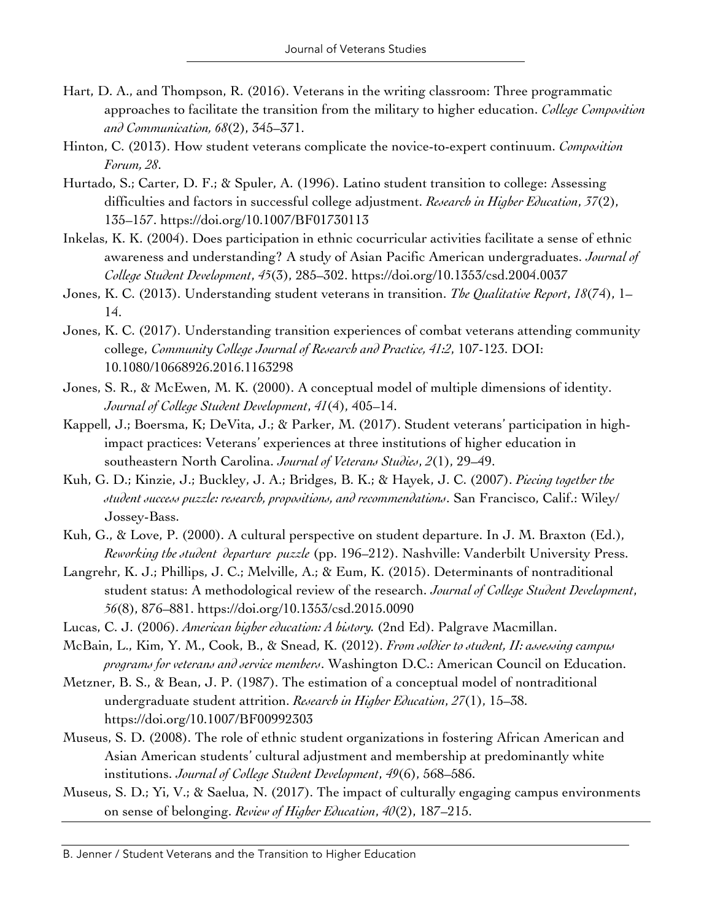Hart, D. A., and Thompson, R. (2016). Veterans in the writing classroom: Three programmatic approaches to facilitate the transition from the military to higher education. *College Composition and Communication, 68*(2), 345–371.

Hinton, C. (2013). How student veterans complicate the novice-to-expert continuum. *Composition Forum, 28*.

Hurtado, S.; Carter, D. F.; & Spuler, A. (1996). Latino student transition to college: Assessing difficulties and factors in successful college adjustment. *Research in Higher Education*, *37*(2), 135–157. https://doi.org/10.1007/BF01730113

Inkelas, K. K. (2004). Does participation in ethnic cocurricular activities facilitate a sense of ethnic awareness and understanding? A study of Asian Pacific American undergraduates. *Journal of College Student Development*, *45*(3), 285–302. https://doi.org/10.1353/csd.2004.0037

Jones, K. C. (2013). Understanding student veterans in transition. *The Qualitative Report*, *18*(74), 1–14.

Jones, K. C. (2017). Understanding transition experiences of combat veterans attending community college, *Community College Journal of Research and Practice, 41:2*, 107-123. DOI: 10.1080/10668926.2016.1163298

Jones, S. R., & McEwen, M. K. (2000). A conceptual model of multiple dimensions of identity. *Journal of College Student Development*, *41*(4), 405–14.

Kappell, J.; Boersma, K; DeVita, J.; & Parker, M. (2017). Student veterans' participation in high-impact practices: Veterans' experiences at three institutions of higher education in southeastern North Carolina. *Journal of Veterans Studies*, *2*(1), 29–49.

Kuh, G. D.; Kinzie, J.; Buckley, J. A.; Bridges, B. K.; & Hayek, J. C. (2007). *Piecing together the student success puzzle: research, propositions, and recommendations*. San Francisco, Calif.: Wiley/ Jossey-Bass.

Kuh, G., & Love, P. (2000). A cultural perspective on student departure. In J. M. Braxton (Ed.), *Reworking the student departure puzzle* (pp. 196–212). Nashville: Vanderbilt University Press.

Langrehr, K. J.; Phillips, J. C.; Melville, A.; & Eum, K. (2015). Determinants of nontraditional student status: A methodological review of the research. *Journal of College Student Development*, *56*(8), 876–881. https://doi.org/10.1353/csd.2015.0090

Lucas, C. J. (2006). *American higher education: A history.* (2nd Ed). Palgrave Macmillan.

McBain, L., Kim, Y. M., Cook, B., & Snead, K. (2012). *From soldier to student, II: assessing campus programs for veterans and service members*. Washington D.C.: American Council on Education.

Metzner, B. S., & Bean, J. P. (1987). The estimation of a conceptual model of nontraditional undergraduate student attrition. *Research in Higher Education*, *27*(1), 15–38. https://doi.org/10.1007/BF00992303

Museus, S. D. (2008). The role of ethnic student organizations in fostering African American and Asian American students' cultural adjustment and membership at predominantly white institutions. *Journal of College Student Development*, *49*(6), 568–586.

Museus, S. D.; Yi, V.; & Saelua, N. (2017). The impact of culturally engaging campus environments on sense of belonging. *Review of Higher Education*, *40*(2), 187–215.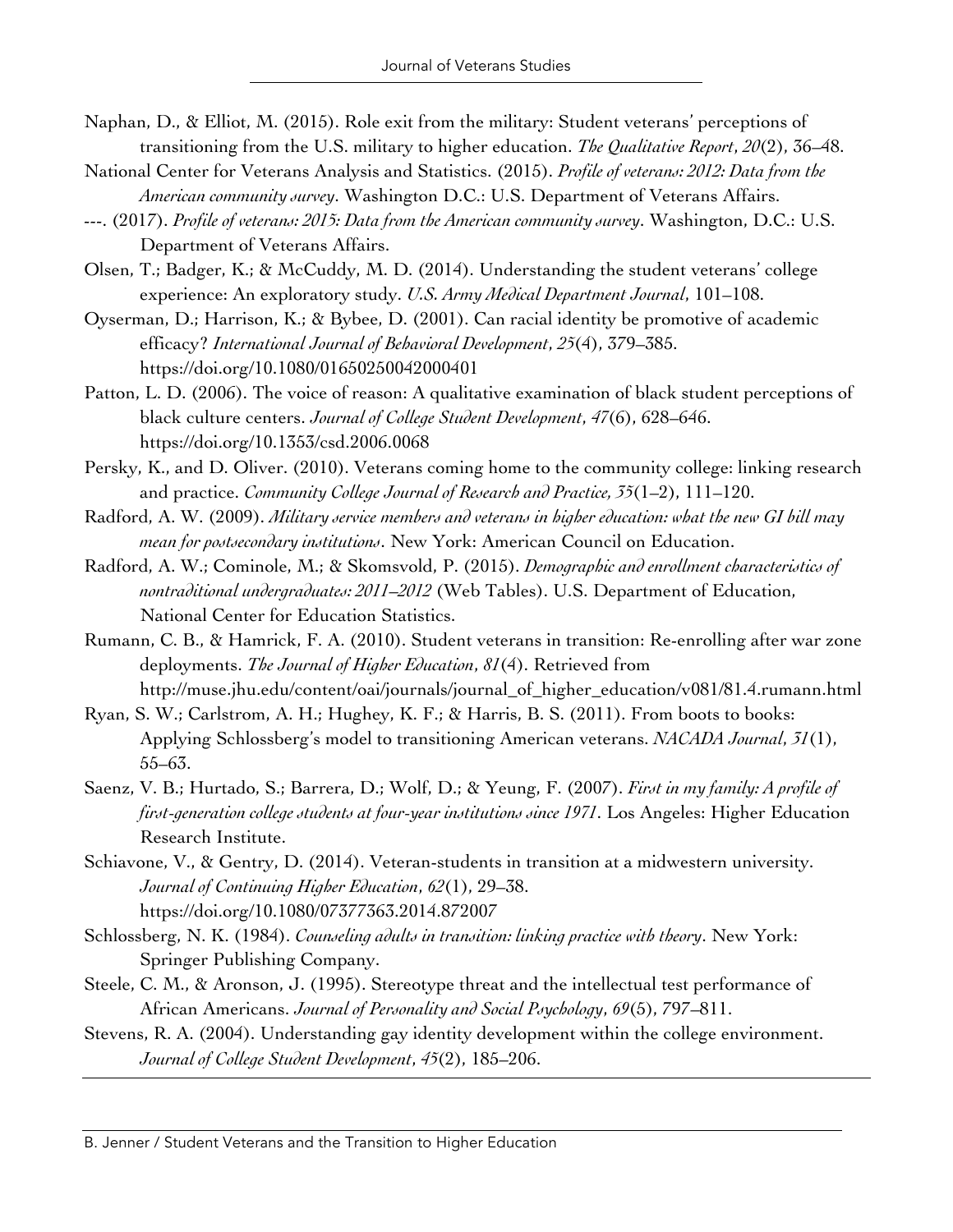Naphan, D., & Elliot, M. (2015). Role exit from the military: Student veterans' perceptions of transitioning from the U.S. military to higher education. *The Qualitative Report*, *20*(2), 36–48.

National Center for Veterans Analysis and Statistics. (2015). *Profile of veterans: 2012: Data from the American community survey*. Washington D.C.: U.S. Department of Veterans Affairs.

---. (2017). *Profile of veterans: 2015: Data from the American community survey*. Washington, D.C.: U.S. Department of Veterans Affairs.

Olsen, T.; Badger, K.; & McCuddy, M. D. (2014). Understanding the student veterans' college experience: An exploratory study. *U.S. Army Medical Department Journal*, 101–108.

Oyserman, D.; Harrison, K.; & Bybee, D. (2001). Can racial identity be promotive of academic efficacy? *International Journal of Behavioral Development*, *25*(4), 379–385. https://doi.org/10.1080/01650250042000401

Patton, L. D. (2006). The voice of reason: A qualitative examination of black student perceptions of black culture centers. *Journal of College Student Development*, *47*(6), 628–646. https://doi.org/10.1353/csd.2006.0068

Persky, K., and D. Oliver. (2010). Veterans coming home to the community college: linking research and practice. *Community College Journal of Research and Practice, 35*(1–2), 111–120.

Radford, A. W. (2009). *Military service members and veterans in higher education: what the new GI bill may mean for postsecondary institutions*. New York: American Council on Education.

Radford, A. W.; Cominole, M.; & Skomsvold, P. (2015). *Demographic and enrollment characteristics of nontraditional undergraduates: 2011–2012* (Web Tables). U.S. Department of Education, National Center for Education Statistics.

Rumann, C. B., & Hamrick, F. A. (2010). Student veterans in transition: Re-enrolling after war zone deployments. *The Journal of Higher Education*, *81*(4). Retrieved from http://muse.jhu.edu/content/oai/journals/journal_of_higher_education/v081/81.4.rumann.html

Ryan, S. W.; Carlstrom, A. H.; Hughey, K. F.; & Harris, B. S. (2011). From boots to books: Applying Schlossberg's model to transitioning American veterans. *NACADA Journal*, *31*(1), 55–63.

Saenz, V. B.; Hurtado, S.; Barrera, D.; Wolf, D.; & Yeung, F. (2007). *First in my family: A profile of first-generation college students at four-year institutions since 1971*. Los Angeles: Higher Education Research Institute.

Schiavone, V., & Gentry, D. (2014). Veteran-students in transition at a midwestern university. *Journal of Continuing Higher Education*, *62*(1), 29–38. https://doi.org/10.1080/07377363.2014.872007

Schlossberg, N. K. (1984). *Counseling adults in transition: linking practice with theory*. New York: Springer Publishing Company.

Steele, C. M., & Aronson, J. (1995). Stereotype threat and the intellectual test performance of African Americans. *Journal of Personality and Social Psychology*, *69*(5), 797–811.

Stevens, R. A. (2004). Understanding gay identity development within the college environment. *Journal of College Student Development*, *45*(2), 185–206.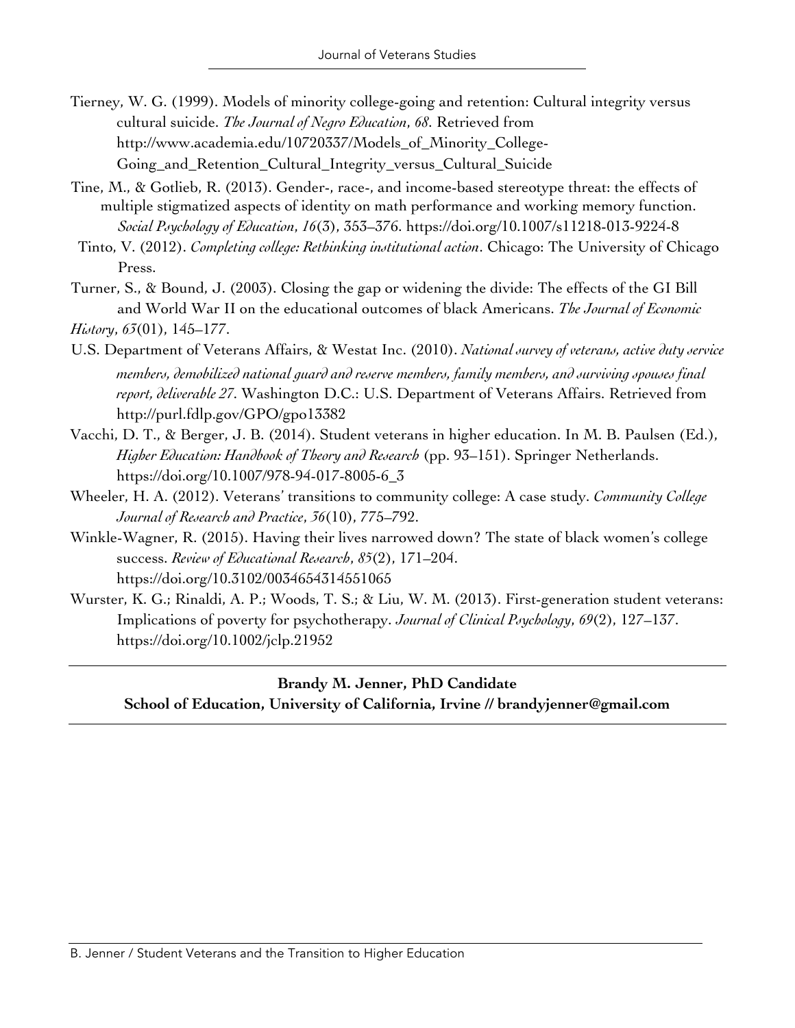Tierney, W. G. (1999). Models of minority college-going and retention: Cultural integrity versus cultural suicide. *The Journal of Negro Education*, *68*. Retrieved from http://www.academia.edu/10720337/Models_of_Minority_College-Going_and_Retention_Cultural_Integrity_versus_Cultural_Suicide

Tine, M., & Gotlieb, R. (2013). Gender-, race-, and income-based stereotype threat: the effects of multiple stigmatized aspects of identity on math performance and working memory function. *Social Psychology of Education*, *16*(3), 353–376. https://doi.org/10.1007/s11218-013-9224-8

Tinto, V. (2012). *Completing college: Rethinking institutional action*. Chicago: The University of Chicago Press.

Turner, S., & Bound, J. (2003). Closing the gap or widening the divide: The effects of the GI Bill and World War II on the educational outcomes of black Americans. *The Journal of Economic History*, *63*(01), 145–177.

U.S. Department of Veterans Affairs, & Westat Inc. (2010). *National survey of veterans, active duty service members, demobilized national guard and reserve members, family members, and surviving spouses final report, deliverable 27*. Washington D.C.: U.S. Department of Veterans Affairs. Retrieved from http://purl.fdlp.gov/GPO/gpo13382

Vacchi, D. T., & Berger, J. B. (2014). Student veterans in higher education. In M. B. Paulsen (Ed.), *Higher Education: Handbook of Theory and Research* (pp. 93–151). Springer Netherlands. https://doi.org/10.1007/978-94-017-8005-6_3

Wheeler, H. A. (2012). Veterans' transitions to community college: A case study. *Community College Journal of Research and Practice*, *36*(10), 775–792.

Winkle-Wagner, R. (2015). Having their lives narrowed down? The state of black women's college success. *Review of Educational Research*, *85*(2), 171–204. https://doi.org/10.3102/0034654314551065

Wurster, K. G.; Rinaldi, A. P.; Woods, T. S.; & Liu, W. M. (2013). First-generation student veterans: Implications of poverty for psychotherapy. *Journal of Clinical Psychology*, *69*(2), 127–137. https://doi.org/10.1002/jclp.21952

---

**Brandy M. Jenner, PhD Candidate**
**School of Education, University of California, Irvine // brandyjenner@gmail.com**

---